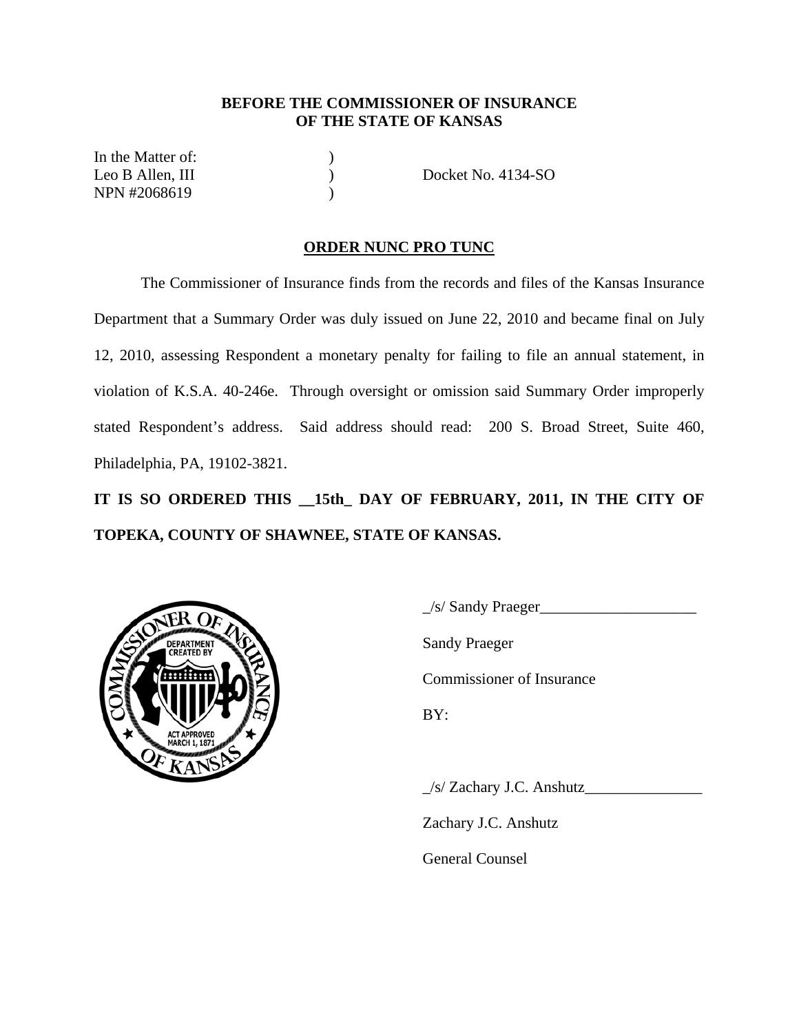**BEFORE THE COMMISSIONER OF INSURANCE**
**OF THE STATE OF KANSAS**

| | | |
|---|---|---|
| In the Matter of: | ) | |
| Leo B Allen, III | ) | Docket No. 4134-SO |
| NPN #2068619 | ) | |

**ORDER NUNC PRO TUNC**

The Commissioner of Insurance finds from the records and files of the Kansas Insurance Department that a Summary Order was duly issued on June 22, 2010 and became final on July 12, 2010, assessing Respondent a monetary penalty for failing to file an annual statement, in violation of K.S.A. 40-246e. Through oversight or omission said Summary Order improperly stated Respondent's address. Said address should read: 200 S. Broad Street, Suite 460, Philadelphia, PA, 19102-3821.

**IT IS SO ORDERED THIS __15th_ DAY OF FEBRUARY, 2011, IN THE CITY OF TOPEKA, COUNTY OF SHAWNEE, STATE OF KANSAS.**

_/s/ Sandy Praeger____________________

Sandy Praeger

Commissioner of Insurance

BY:

_/s/ Zachary J.C. Anshutz_______________

Zachary J.C. Anshutz

General Counsel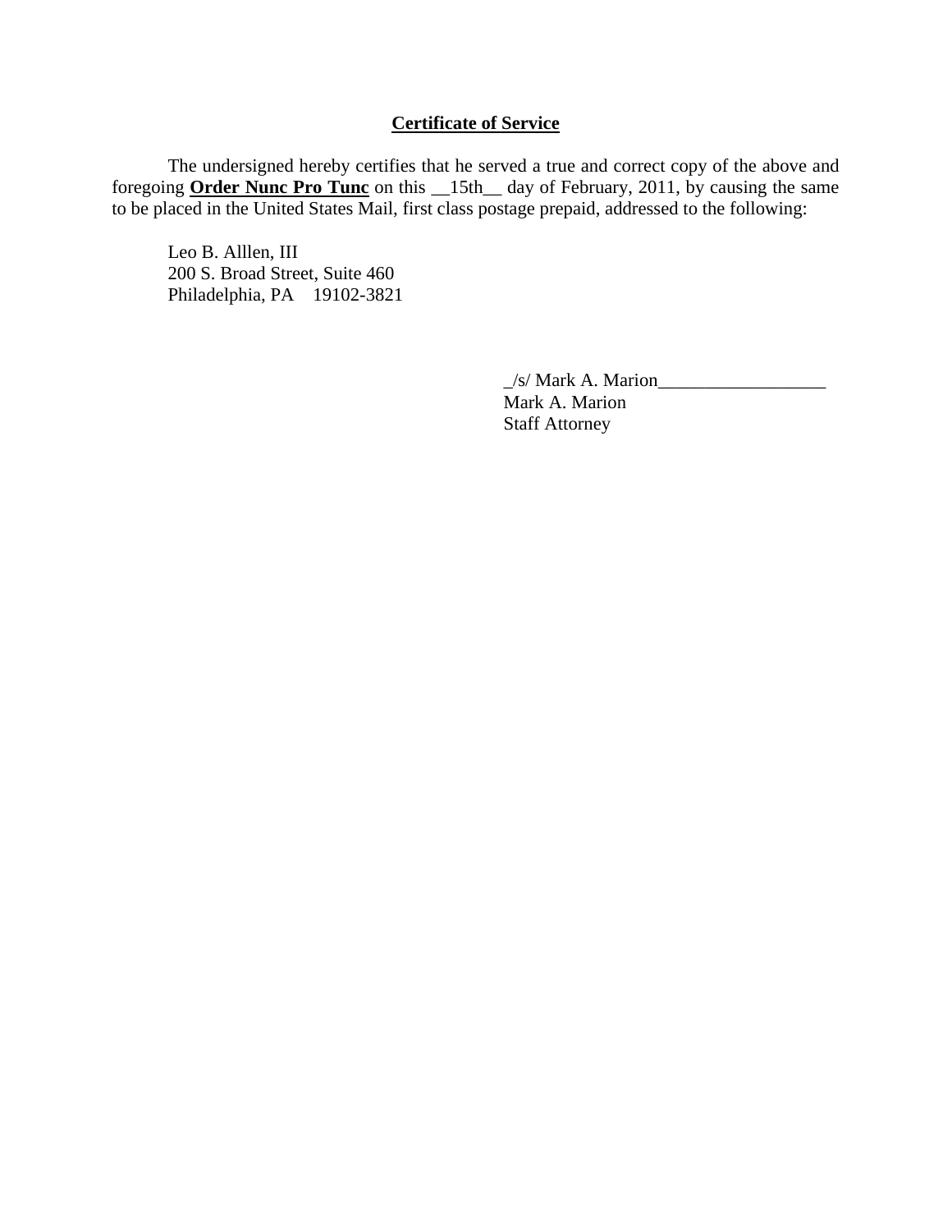**Certificate of Service**

The undersigned hereby certifies that he served a true and correct copy of the above and foregoing **Order Nunc Pro Tunc** on this __15th__ day of February, 2011, by causing the same to be placed in the United States Mail, first class postage prepaid, addressed to the following:

Leo B. Alllen, III
200 S. Broad Street, Suite 460
Philadelphia, PA 19102-3821

_/s/ Mark A. Marion__________________
Mark A. Marion
Staff Attorney